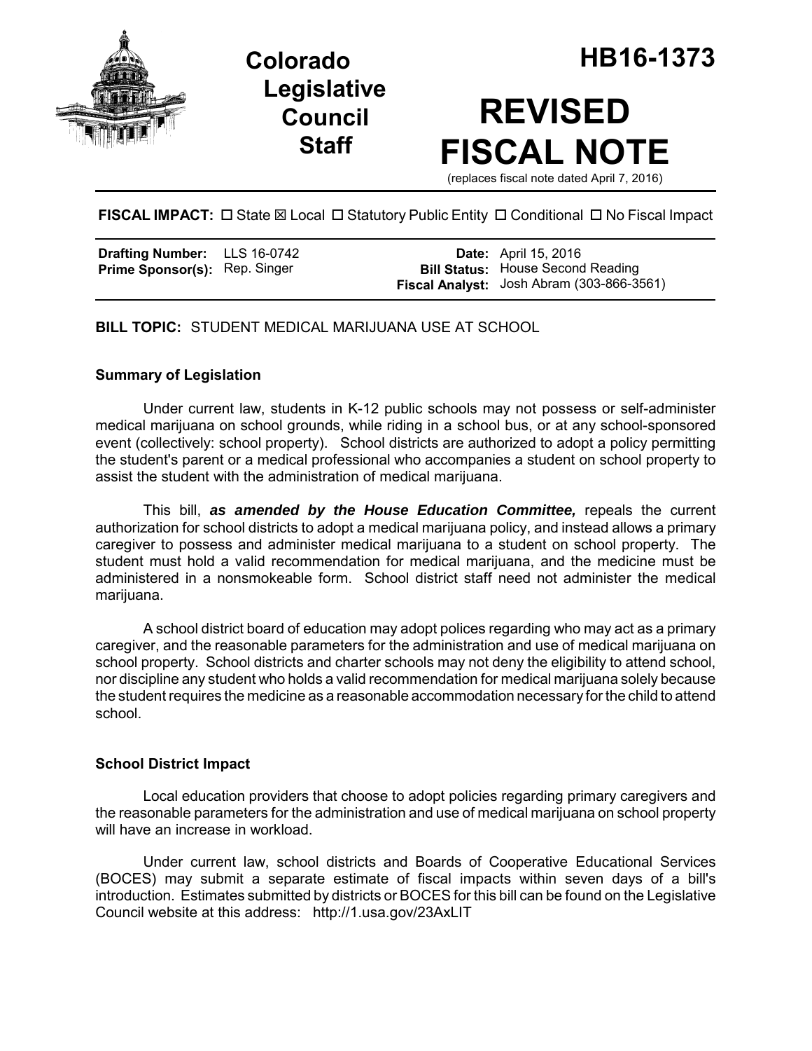# Colorado Legislative Council Staff

# HB16-1373

# REVISED FISCAL NOTE

(replaces fiscal note dated April 7, 2016)

**FISCAL IMPACT:** ☐ State ☒ Local ☐ Statutory Public Entity ☐ Conditional ☐ No Fiscal Impact

| | | | |
|---|---|---|---|
| **Drafting Number:** | LLS 16-0742 | **Date:** | April 15, 2016 |
| **Prime Sponsor(s):** | Rep. Singer | **Bill Status:** | House Second Reading |
| | | **Fiscal Analyst:** | Josh Abram (303-866-3561) |

**BILL TOPIC:** STUDENT MEDICAL MARIJUANA USE AT SCHOOL

### Summary of Legislation

Under current law, students in K-12 public schools may not possess or self-administer medical marijuana on school grounds, while riding in a school bus, or at any school-sponsored event (collectively: school property). School districts are authorized to adopt a policy permitting the student's parent or a medical professional who accompanies a student on school property to assist the student with the administration of medical marijuana.

This bill, ***as amended by the House Education Committee,*** repeals the current authorization for school districts to adopt a medical marijuana policy, and instead allows a primary caregiver to possess and administer medical marijuana to a student on school property. The student must hold a valid recommendation for medical marijuana, and the medicine must be administered in a nonsmokeable form. School district staff need not administer the medical marijuana.

A school district board of education may adopt polices regarding who may act as a primary caregiver, and the reasonable parameters for the administration and use of medical marijuana on school property. School districts and charter schools may not deny the eligibility to attend school, nor discipline any student who holds a valid recommendation for medical marijuana solely because the student requires the medicine as a reasonable accommodation necessary for the child to attend school.

### School District Impact

Local education providers that choose to adopt policies regarding primary caregivers and the reasonable parameters for the administration and use of medical marijuana on school property will have an increase in workload.

Under current law, school districts and Boards of Cooperative Educational Services (BOCES) may submit a separate estimate of fiscal impacts within seven days of a bill's introduction. Estimates submitted by districts or BOCES for this bill can be found on the Legislative Council website at this address: http://1.usa.gov/23AxLIT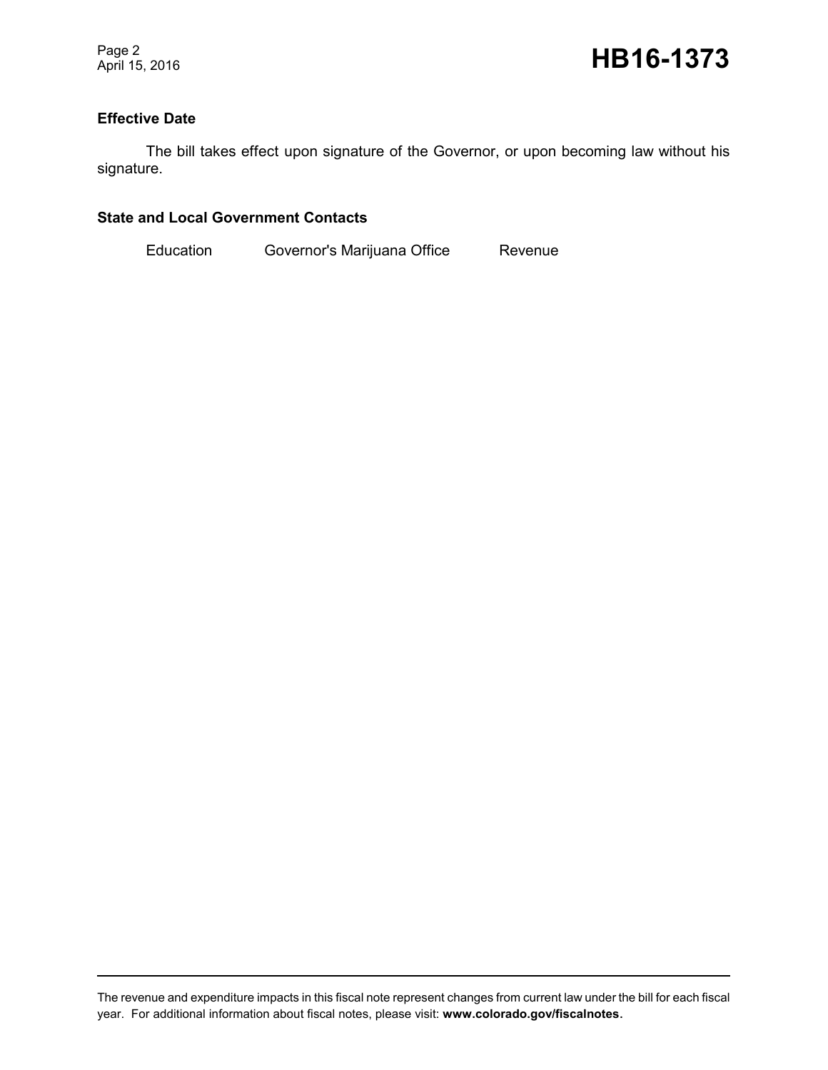**Effective Date**

The bill takes effect upon signature of the Governor, or upon becoming law without his signature.

**State and Local Government Contacts**

Education    Governor's Marijuana Office    Revenue

The revenue and expenditure impacts in this fiscal note represent changes from current law under the bill for each fiscal year. For additional information about fiscal notes, please visit: **www.colorado.gov/fiscalnotes.**